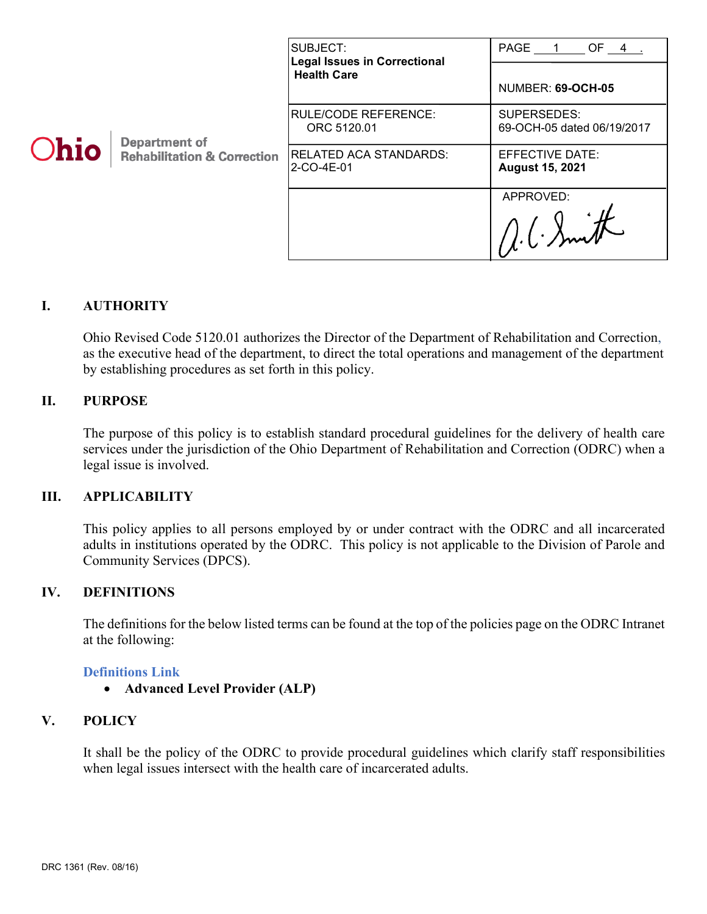Ohio Department of Rehabilitation & Correction

| SUBJECT: **Legal Issues in Correctional Health Care** | PAGE 1 OF 4. NUMBER: **69-OCH-05** |
|---|---|
| RULE/CODE REFERENCE: ORC 5120.01 | SUPERSEDES: 69-OCH-05 dated 06/19/2017 |
| RELATED ACA STANDARDS: 2-CO-4E-01 | EFFECTIVE DATE: **August 15, 2021** |
| | APPROVED: A. C. Smith |

## I. AUTHORITY

Ohio Revised Code 5120.01 authorizes the Director of the Department of Rehabilitation and Correction, as the executive head of the department, to direct the total operations and management of the department by establishing procedures as set forth in this policy.

## II. PURPOSE

The purpose of this policy is to establish standard procedural guidelines for the delivery of health care services under the jurisdiction of the Ohio Department of Rehabilitation and Correction (ODRC) when a legal issue is involved.

## III. APPLICABILITY

This policy applies to all persons employed by or under contract with the ODRC and all incarcerated adults in institutions operated by the ODRC. This policy is not applicable to the Division of Parole and Community Services (DPCS).

## IV. DEFINITIONS

The definitions for the below listed terms can be found at the top of the policies page on the ODRC Intranet at the following:

**Definitions Link**

- **Advanced Level Provider (ALP)**

## V. POLICY

It shall be the policy of the ODRC to provide procedural guidelines which clarify staff responsibilities when legal issues intersect with the health care of incarcerated adults.

DRC 1361 (Rev. 08/16)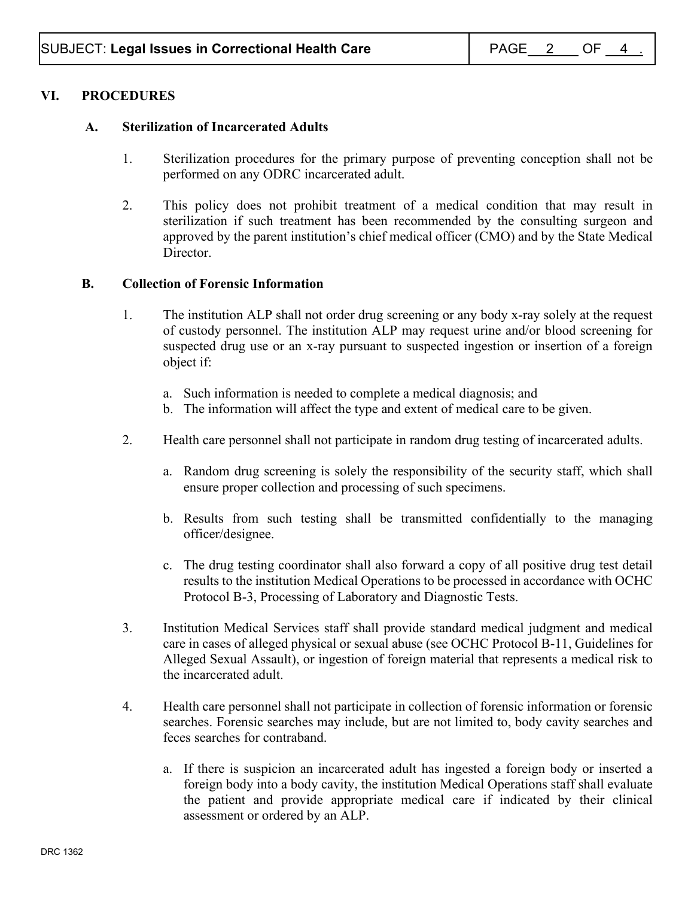## VI. PROCEDURES

### A. Sterilization of Incarcerated Adults

1. Sterilization procedures for the primary purpose of preventing conception shall not be performed on any ODRC incarcerated adult.

2. This policy does not prohibit treatment of a medical condition that may result in sterilization if such treatment has been recommended by the consulting surgeon and approved by the parent institution's chief medical officer (CMO) and by the State Medical Director.

### B. Collection of Forensic Information

1. The institution ALP shall not order drug screening or any body x-ray solely at the request of custody personnel. The institution ALP may request urine and/or blood screening for suspected drug use or an x-ray pursuant to suspected ingestion or insertion of a foreign object if:

   a. Such information is needed to complete a medical diagnosis; and
   b. The information will affect the type and extent of medical care to be given.

2. Health care personnel shall not participate in random drug testing of incarcerated adults.

   a. Random drug screening is solely the responsibility of the security staff, which shall ensure proper collection and processing of such specimens.

   b. Results from such testing shall be transmitted confidentially to the managing officer/designee.

   c. The drug testing coordinator shall also forward a copy of all positive drug test detail results to the institution Medical Operations to be processed in accordance with OCHC Protocol B-3, Processing of Laboratory and Diagnostic Tests.

3. Institution Medical Services staff shall provide standard medical judgment and medical care in cases of alleged physical or sexual abuse (see OCHC Protocol B-11, Guidelines for Alleged Sexual Assault), or ingestion of foreign material that represents a medical risk to the incarcerated adult.

4. Health care personnel shall not participate in collection of forensic information or forensic searches. Forensic searches may include, but are not limited to, body cavity searches and feces searches for contraband.

   a. If there is suspicion an incarcerated adult has ingested a foreign body or inserted a foreign body into a body cavity, the institution Medical Operations staff shall evaluate the patient and provide appropriate medical care if indicated by their clinical assessment or ordered by an ALP.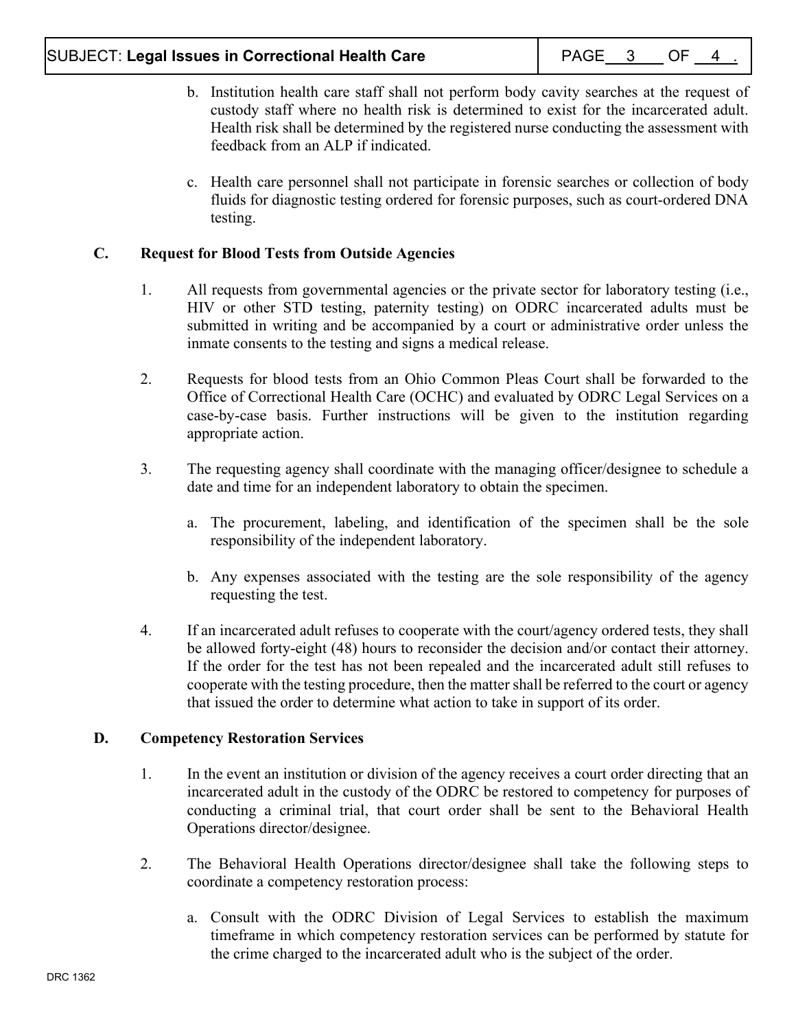b. Institution health care staff shall not perform body cavity searches at the request of custody staff where no health risk is determined to exist for the incarcerated adult. Health risk shall be determined by the registered nurse conducting the assessment with feedback from an ALP if indicated.

c. Health care personnel shall not participate in forensic searches or collection of body fluids for diagnostic testing ordered for forensic purposes, such as court-ordered DNA testing.

**C. Request for Blood Tests from Outside Agencies**

1. All requests from governmental agencies or the private sector for laboratory testing (i.e., HIV or other STD testing, paternity testing) on ODRC incarcerated adults must be submitted in writing and be accompanied by a court or administrative order unless the inmate consents to the testing and signs a medical release.

2. Requests for blood tests from an Ohio Common Pleas Court shall be forwarded to the Office of Correctional Health Care (OCHC) and evaluated by ODRC Legal Services on a case-by-case basis. Further instructions will be given to the institution regarding appropriate action.

3. The requesting agency shall coordinate with the managing officer/designee to schedule a date and time for an independent laboratory to obtain the specimen.

   a. The procurement, labeling, and identification of the specimen shall be the sole responsibility of the independent laboratory.

   b. Any expenses associated with the testing are the sole responsibility of the agency requesting the test.

4. If an incarcerated adult refuses to cooperate with the court/agency ordered tests, they shall be allowed forty-eight (48) hours to reconsider the decision and/or contact their attorney. If the order for the test has not been repealed and the incarcerated adult still refuses to cooperate with the testing procedure, then the matter shall be referred to the court or agency that issued the order to determine what action to take in support of its order.

**D. Competency Restoration Services**

1. In the event an institution or division of the agency receives a court order directing that an incarcerated adult in the custody of the ODRC be restored to competency for purposes of conducting a criminal trial, that court order shall be sent to the Behavioral Health Operations director/designee.

2. The Behavioral Health Operations director/designee shall take the following steps to coordinate a competency restoration process:

   a. Consult with the ODRC Division of Legal Services to establish the maximum timeframe in which competency restoration services can be performed by statute for the crime charged to the incarcerated adult who is the subject of the order.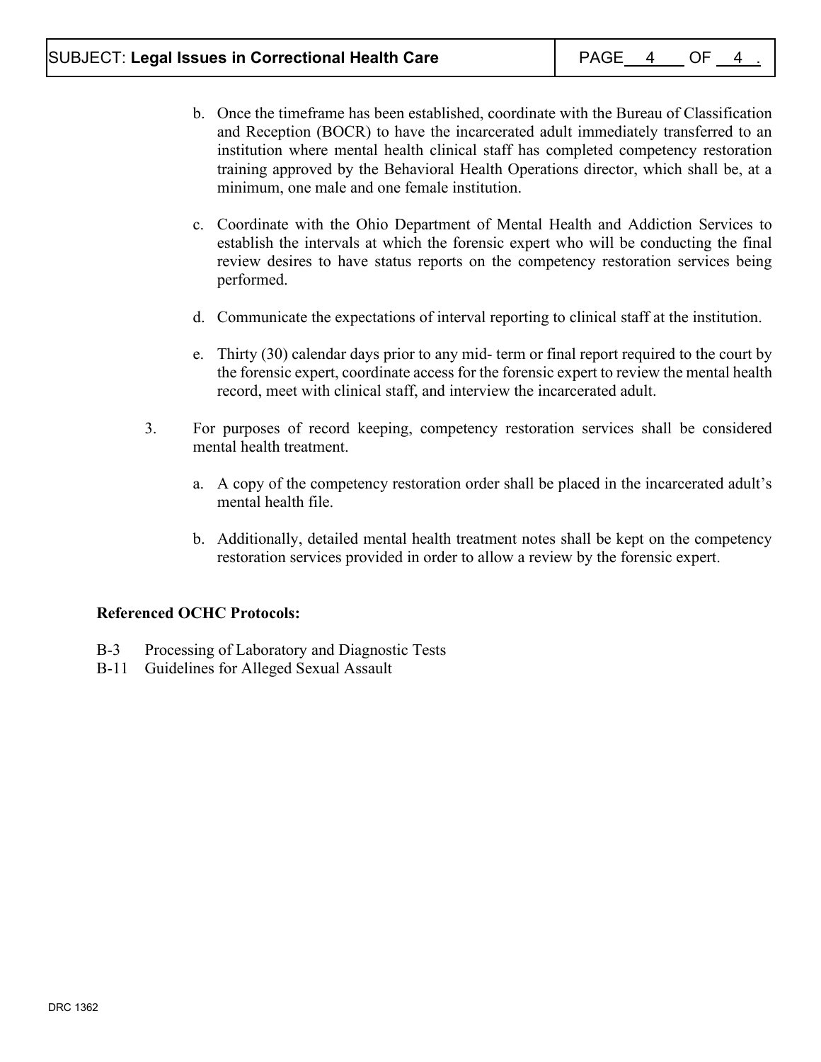b. Once the timeframe has been established, coordinate with the Bureau of Classification and Reception (BOCR) to have the incarcerated adult immediately transferred to an institution where mental health clinical staff has completed competency restoration training approved by the Behavioral Health Operations director, which shall be, at a minimum, one male and one female institution.

c. Coordinate with the Ohio Department of Mental Health and Addiction Services to establish the intervals at which the forensic expert who will be conducting the final review desires to have status reports on the competency restoration services being performed.

d. Communicate the expectations of interval reporting to clinical staff at the institution.

e. Thirty (30) calendar days prior to any mid- term or final report required to the court by the forensic expert, coordinate access for the forensic expert to review the mental health record, meet with clinical staff, and interview the incarcerated adult.

3. For purposes of record keeping, competency restoration services shall be considered mental health treatment.

a. A copy of the competency restoration order shall be placed in the incarcerated adult's mental health file.

b. Additionally, detailed mental health treatment notes shall be kept on the competency restoration services provided in order to allow a review by the forensic expert.

**Referenced OCHC Protocols:**

B-3 Processing of Laboratory and Diagnostic Tests

B-11 Guidelines for Alleged Sexual Assault

DRC 1362